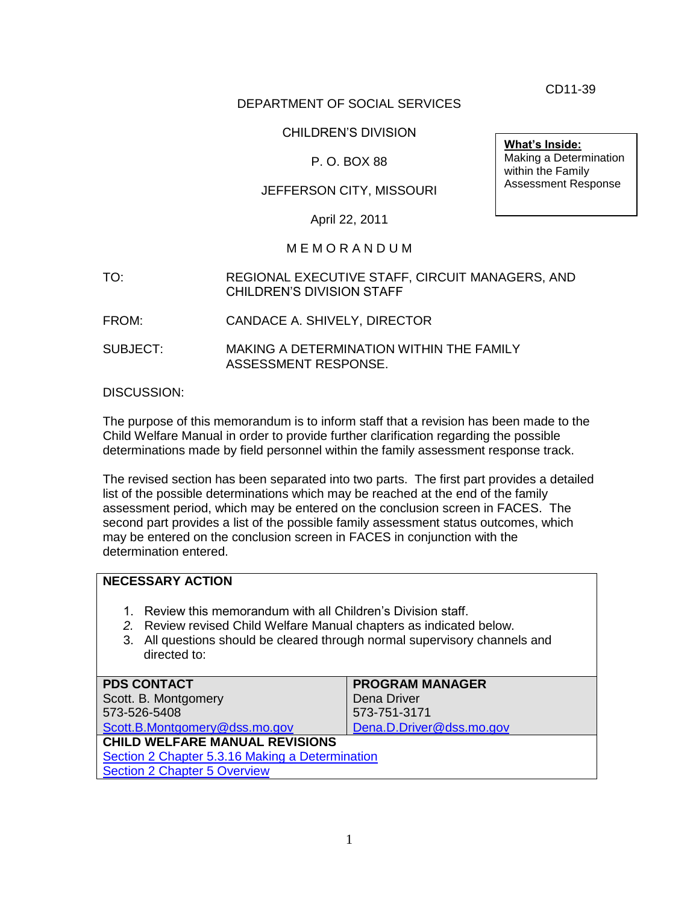CD11-39

DEPARTMENT OF SOCIAL SERVICES

CHILDREN'S DIVISION

P. O. BOX 88

JEFFERSON CITY, MISSOURI

April 22, 2011

**What's Inside:**
Making a Determination within the Family Assessment Response

M E M O R A N D U M

TO: REGIONAL EXECUTIVE STAFF, CIRCUIT MANAGERS, AND CHILDREN'S DIVISION STAFF

FROM: CANDACE A. SHIVELY, DIRECTOR

SUBJECT: MAKING A DETERMINATION WITHIN THE FAMILY ASSESSMENT RESPONSE.

DISCUSSION:

The purpose of this memorandum is to inform staff that a revision has been made to the Child Welfare Manual in order to provide further clarification regarding the possible determinations made by field personnel within the family assessment response track.

The revised section has been separated into two parts. The first part provides a detailed list of the possible determinations which may be reached at the end of the family assessment period, which may be entered on the conclusion screen in FACES. The second part provides a list of the possible family assessment status outcomes, which may be entered on the conclusion screen in FACES in conjunction with the determination entered.

**NECESSARY ACTION**

1. Review this memorandum with all Children's Division staff.
2. Review revised Child Welfare Manual chapters as indicated below.
3. All questions should be cleared through normal supervisory channels and directed to:

| PDS CONTACT | PROGRAM MANAGER |
|---|---|
| Scott. B. Montgomery<br>573-526-5408<br>Scott.B.Montgomery@dss.mo.gov | Dena Driver<br>573-751-3171<br>Dena.D.Driver@dss.mo.gov |

**CHILD WELFARE MANUAL REVISIONS**

Section 2 Chapter 5.3.16 Making a Determination
Section 2 Chapter 5 Overview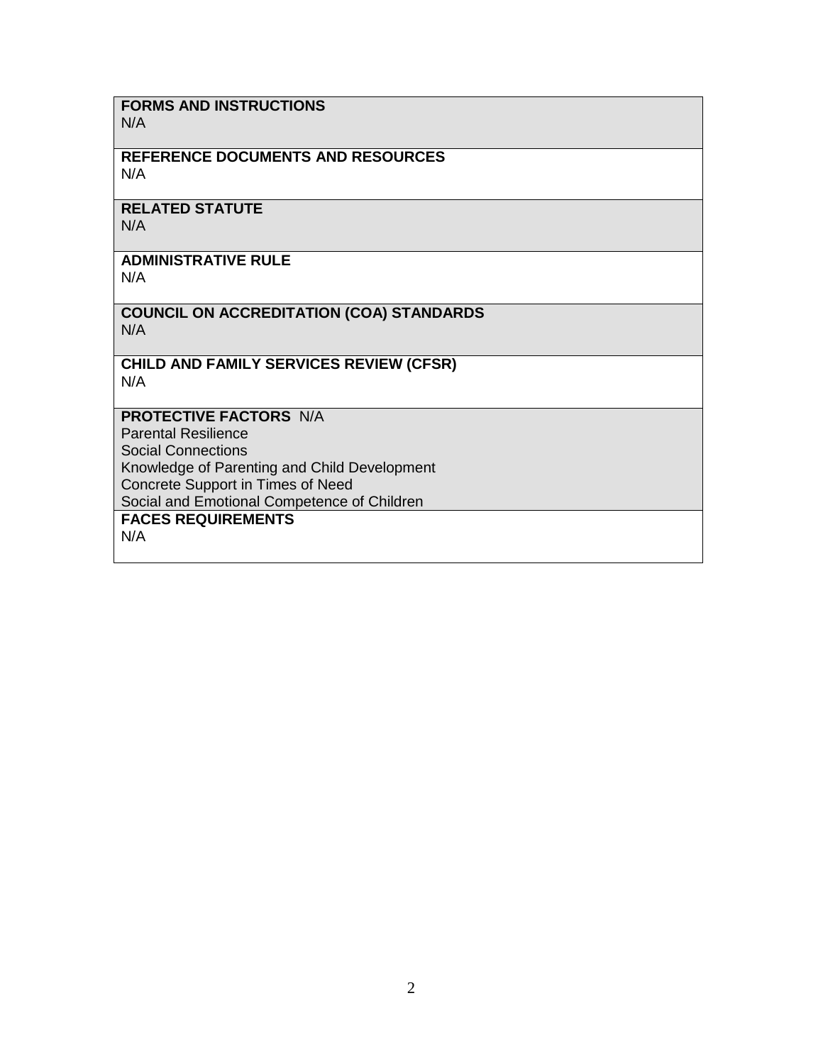**FORMS AND INSTRUCTIONS**
N/A

**REFERENCE DOCUMENTS AND RESOURCES**
N/A

**RELATED STATUTE**
N/A

**ADMINISTRATIVE RULE**
N/A

**COUNCIL ON ACCREDITATION (COA) STANDARDS**
N/A

**CHILD AND FAMILY SERVICES REVIEW (CFSR)**
N/A

**PROTECTIVE FACTORS** N/A
Parental Resilience
Social Connections
Knowledge of Parenting and Child Development
Concrete Support in Times of Need
Social and Emotional Competence of Children

**FACES REQUIREMENTS**
N/A